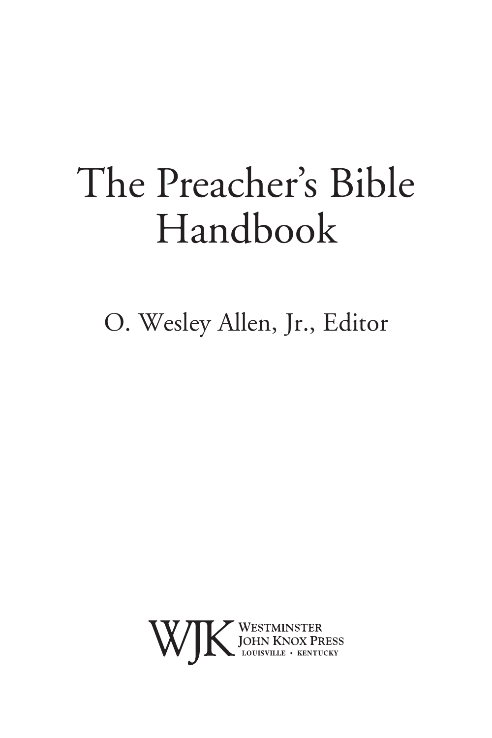# The Preacher's Bible Handbook

O. Wesley Allen, Jr., Editor

WJK Westminster John Knox Press
Louisville • Kentucky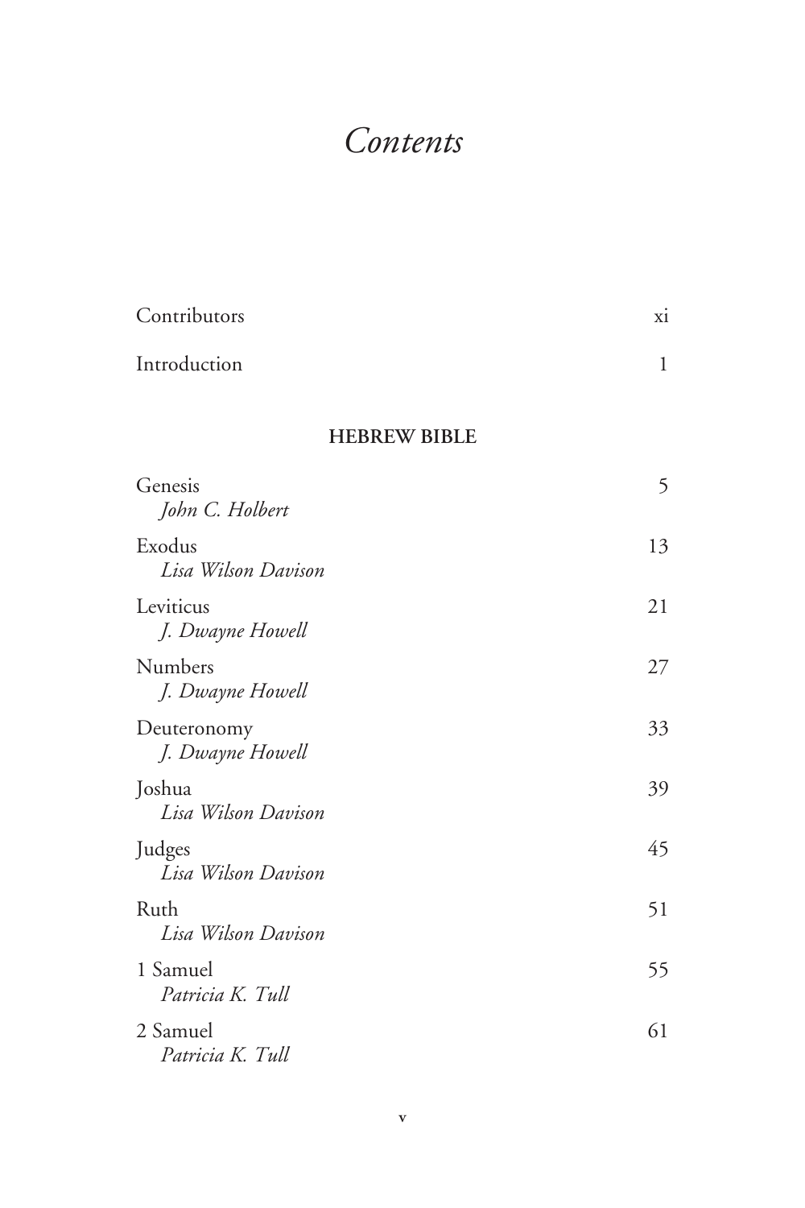# *Contents*

| | |
|---|---|
| Contributors | xi |
| Introduction | 1 |

## HEBREW BIBLE

| | |
|---|---|
| Genesis<br>*John C. Holbert* | 5 |
| Exodus<br>*Lisa Wilson Davison* | 13 |
| Leviticus<br>*J. Dwayne Howell* | 21 |
| Numbers<br>*J. Dwayne Howell* | 27 |
| Deuteronomy<br>*J. Dwayne Howell* | 33 |
| Joshua<br>*Lisa Wilson Davison* | 39 |
| Judges<br>*Lisa Wilson Davison* | 45 |
| Ruth<br>*Lisa Wilson Davison* | 51 |
| 1 Samuel<br>*Patricia K. Tull* | 55 |
| 2 Samuel<br>*Patricia K. Tull* | 61 |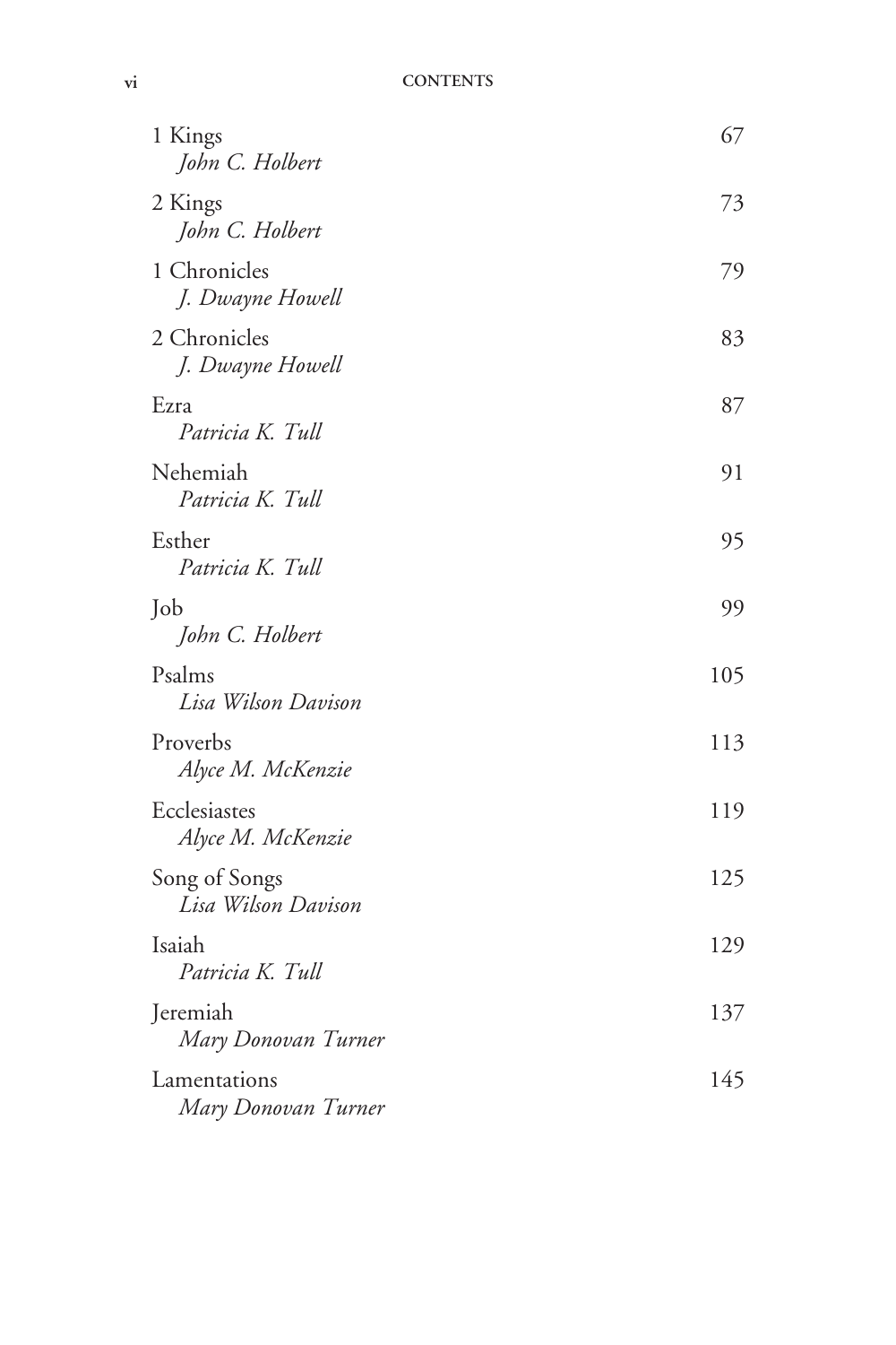| | |
|---|---|
| 1 Kings<br>*John C. Holbert* | 67 |
| 2 Kings<br>*John C. Holbert* | 73 |
| 1 Chronicles<br>*J. Dwayne Howell* | 79 |
| 2 Chronicles<br>*J. Dwayne Howell* | 83 |
| Ezra<br>*Patricia K. Tull* | 87 |
| Nehemiah<br>*Patricia K. Tull* | 91 |
| Esther<br>*Patricia K. Tull* | 95 |
| Job<br>*John C. Holbert* | 99 |
| Psalms<br>*Lisa Wilson Davison* | 105 |
| Proverbs<br>*Alyce M. McKenzie* | 113 |
| Ecclesiastes<br>*Alyce M. McKenzie* | 119 |
| Song of Songs<br>*Lisa Wilson Davison* | 125 |
| Isaiah<br>*Patricia K. Tull* | 129 |
| Jeremiah<br>*Mary Donovan Turner* | 137 |
| Lamentations<br>*Mary Donovan Turner* | 145 |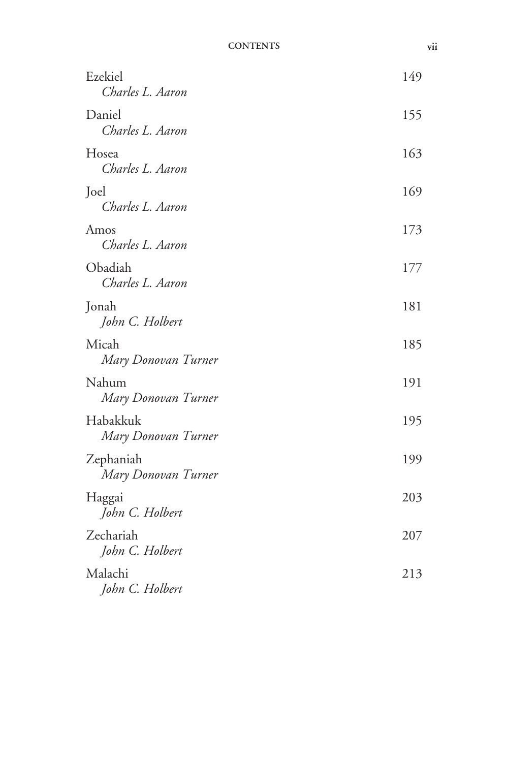Ezekiel 149
*Charles L. Aaron*

Daniel 155
*Charles L. Aaron*

Hosea 163
*Charles L. Aaron*

Joel 169
*Charles L. Aaron*

Amos 173
*Charles L. Aaron*

Obadiah 177
*Charles L. Aaron*

Jonah 181
*John C. Holbert*

Micah 185
*Mary Donovan Turner*

Nahum 191
*Mary Donovan Turner*

Habakkuk 195
*Mary Donovan Turner*

Zephaniah 199
*Mary Donovan Turner*

Haggai 203
*John C. Holbert*

Zechariah 207
*John C. Holbert*

Malachi 213
*John C. Holbert*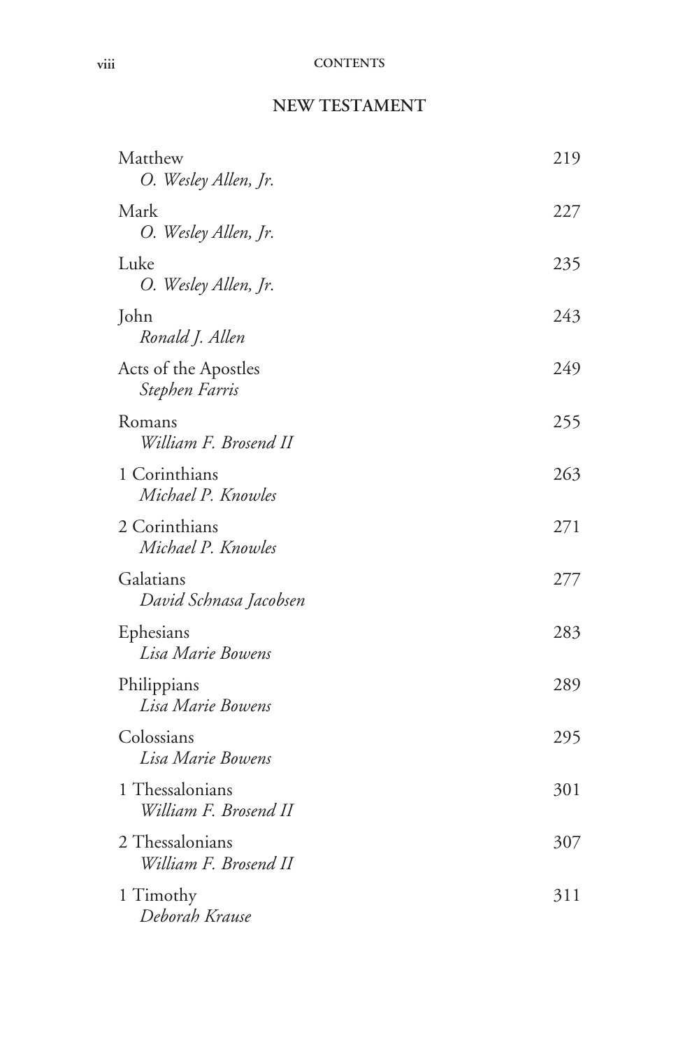## NEW TESTAMENT

Matthew
*O. Wesley Allen, Jr.* 219

Mark
*O. Wesley Allen, Jr.* 227

Luke
*O. Wesley Allen, Jr.* 235

John
*Ronald J. Allen* 243

Acts of the Apostles
*Stephen Farris* 249

Romans
*William F. Brosend II* 255

1 Corinthians
*Michael P. Knowles* 263

2 Corinthians
*Michael P. Knowles* 271

Galatians
*David Schnasa Jacobsen* 277

Ephesians
*Lisa Marie Bowens* 283

Philippians
*Lisa Marie Bowens* 289

Colossians
*Lisa Marie Bowens* 295

1 Thessalonians
*William F. Brosend II* 301

2 Thessalonians
*William F. Brosend II* 307

1 Timothy
*Deborah Krause* 311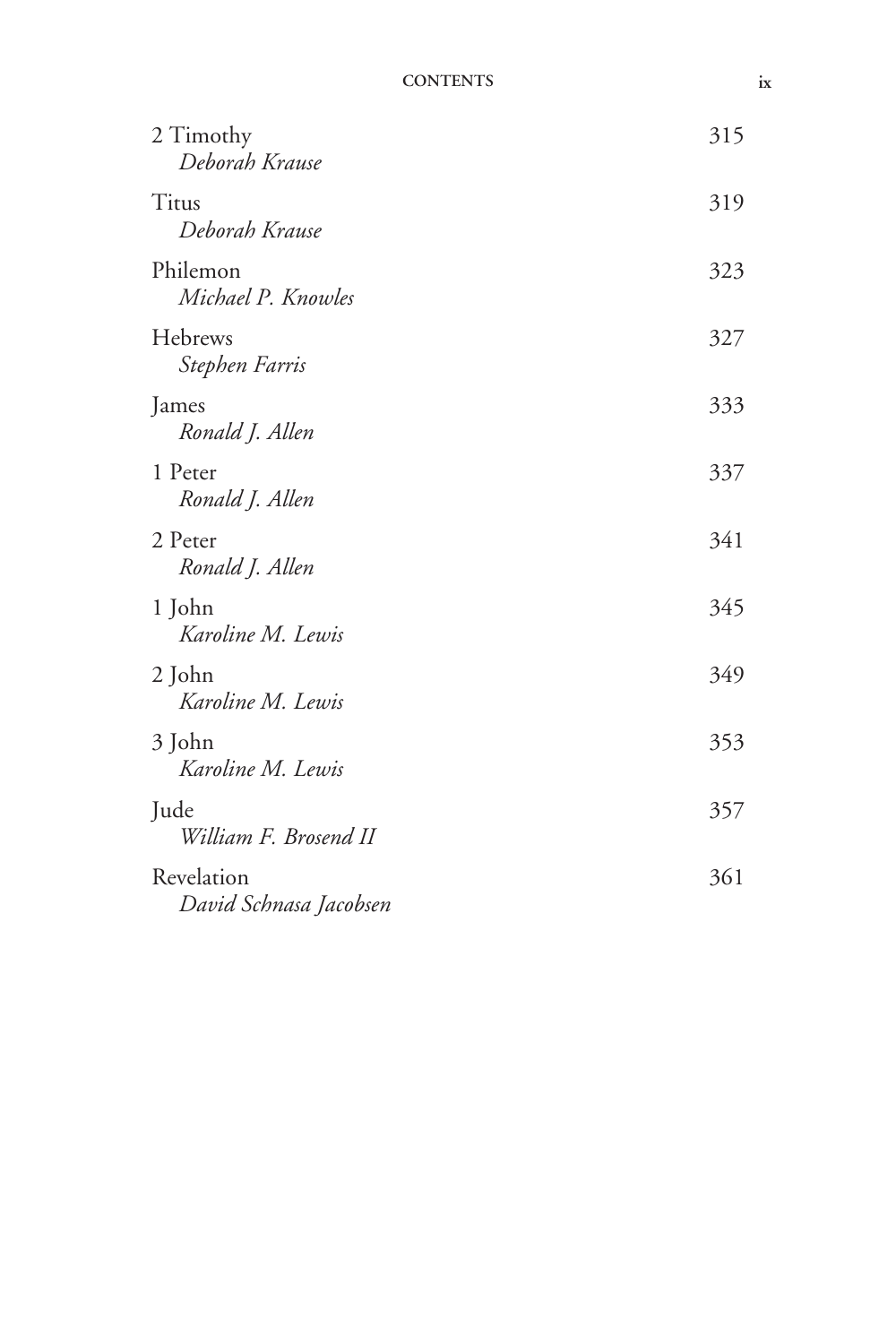2 Timothy 315
*Deborah Krause*

Titus 319
*Deborah Krause*

Philemon 323
*Michael P. Knowles*

Hebrews 327
*Stephen Farris*

James 333
*Ronald J. Allen*

1 Peter 337
*Ronald J. Allen*

2 Peter 341
*Ronald J. Allen*

1 John 345
*Karoline M. Lewis*

2 John 349
*Karoline M. Lewis*

3 John 353
*Karoline M. Lewis*

Jude 357
*William F. Brosend II*

Revelation 361
*David Schnasa Jacobsen*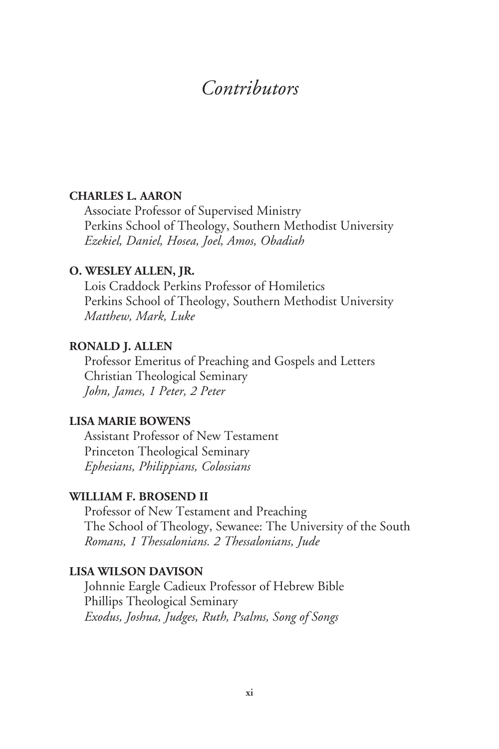# *Contributors*

**CHARLES L. AARON**
Associate Professor of Supervised Ministry
Perkins School of Theology, Southern Methodist University
*Ezekiel, Daniel, Hosea, Joel, Amos, Obadiah*

**O. WESLEY ALLEN, JR.**
Lois Craddock Perkins Professor of Homiletics
Perkins School of Theology, Southern Methodist University
*Matthew, Mark, Luke*

**RONALD J. ALLEN**
Professor Emeritus of Preaching and Gospels and Letters
Christian Theological Seminary
*John, James, 1 Peter, 2 Peter*

**LISA MARIE BOWENS**
Assistant Professor of New Testament
Princeton Theological Seminary
*Ephesians, Philippians, Colossians*

**WILLIAM F. BROSEND II**
Professor of New Testament and Preaching
The School of Theology, Sewanee: The University of the South
*Romans, 1 Thessalonians. 2 Thessalonians, Jude*

**LISA WILSON DAVISON**
Johnnie Eargle Cadieux Professor of Hebrew Bible
Phillips Theological Seminary
*Exodus, Joshua, Judges, Ruth, Psalms, Song of Songs*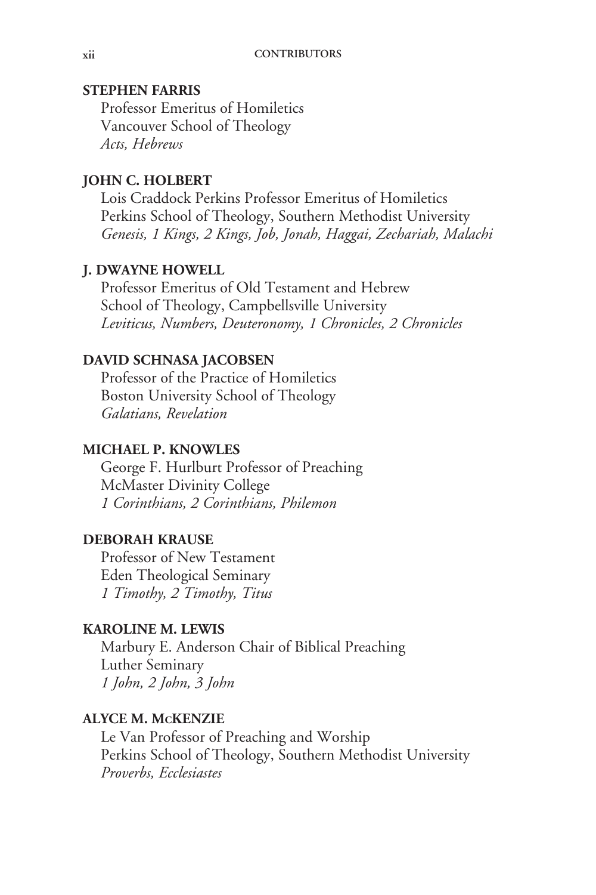**STEPHEN FARRIS**
Professor Emeritus of Homiletics
Vancouver School of Theology
*Acts, Hebrews*

**JOHN C. HOLBERT**
Lois Craddock Perkins Professor Emeritus of Homiletics
Perkins School of Theology, Southern Methodist University
*Genesis, 1 Kings, 2 Kings, Job, Jonah, Haggai, Zechariah, Malachi*

**J. DWAYNE HOWELL**
Professor Emeritus of Old Testament and Hebrew
School of Theology, Campbellsville University
*Leviticus, Numbers, Deuteronomy, 1 Chronicles, 2 Chronicles*

**DAVID SCHNASA JACOBSEN**
Professor of the Practice of Homiletics
Boston University School of Theology
*Galatians, Revelation*

**MICHAEL P. KNOWLES**
George F. Hurlburt Professor of Preaching
McMaster Divinity College
*1 Corinthians, 2 Corinthians, Philemon*

**DEBORAH KRAUSE**
Professor of New Testament
Eden Theological Seminary
*1 Timothy, 2 Timothy, Titus*

**KAROLINE M. LEWIS**
Marbury E. Anderson Chair of Biblical Preaching
Luther Seminary
*1 John, 2 John, 3 John*

**ALYCE M. McKENZIE**
Le Van Professor of Preaching and Worship
Perkins School of Theology, Southern Methodist University
*Proverbs, Ecclesiastes*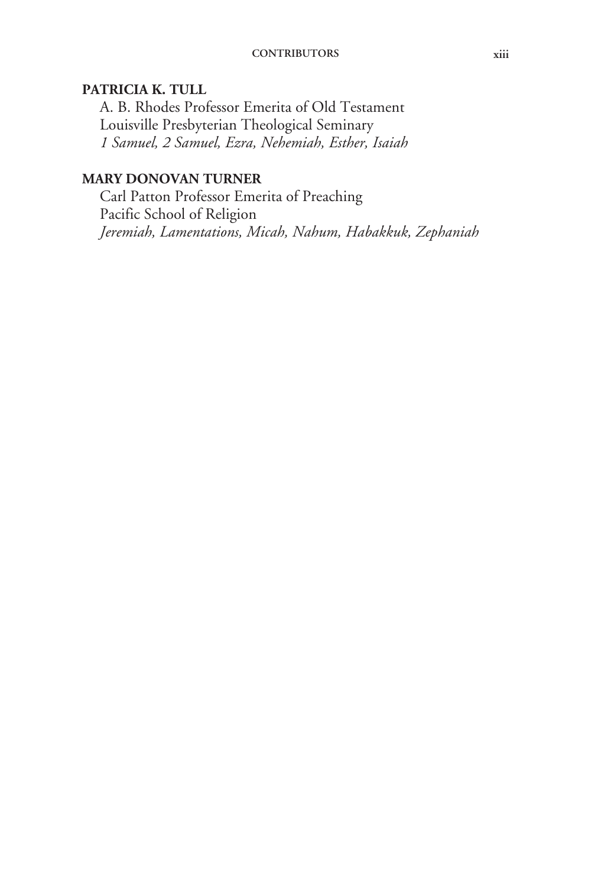**PATRICIA K. TULL**

A. B. Rhodes Professor Emerita of Old Testament
Louisville Presbyterian Theological Seminary
*1 Samuel, 2 Samuel, Ezra, Nehemiah, Esther, Isaiah*

**MARY DONOVAN TURNER**

Carl Patton Professor Emerita of Preaching
Pacific School of Religion
*Jeremiah, Lamentations, Micah, Nahum, Habakkuk, Zephaniah*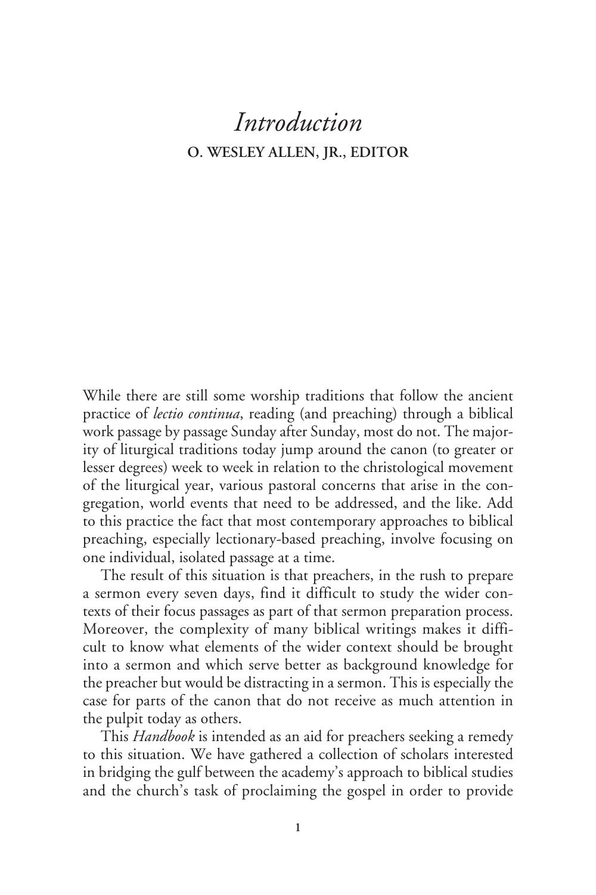# *Introduction*

**O. WESLEY ALLEN, JR., EDITOR**

While there are still some worship traditions that follow the ancient practice of *lectio continua*, reading (and preaching) through a biblical work passage by passage Sunday after Sunday, most do not. The majority of liturgical traditions today jump around the canon (to greater or lesser degrees) week to week in relation to the christological movement of the liturgical year, various pastoral concerns that arise in the congregation, world events that need to be addressed, and the like. Add to this practice the fact that most contemporary approaches to biblical preaching, especially lectionary-based preaching, involve focusing on one individual, isolated passage at a time.

The result of this situation is that preachers, in the rush to prepare a sermon every seven days, find it difficult to study the wider contexts of their focus passages as part of that sermon preparation process. Moreover, the complexity of many biblical writings makes it difficult to know what elements of the wider context should be brought into a sermon and which serve better as background knowledge for the preacher but would be distracting in a sermon. This is especially the case for parts of the canon that do not receive as much attention in the pulpit today as others.

This *Handbook* is intended as an aid for preachers seeking a remedy to this situation. We have gathered a collection of scholars interested in bridging the gulf between the academy's approach to biblical studies and the church's task of proclaiming the gospel in order to provide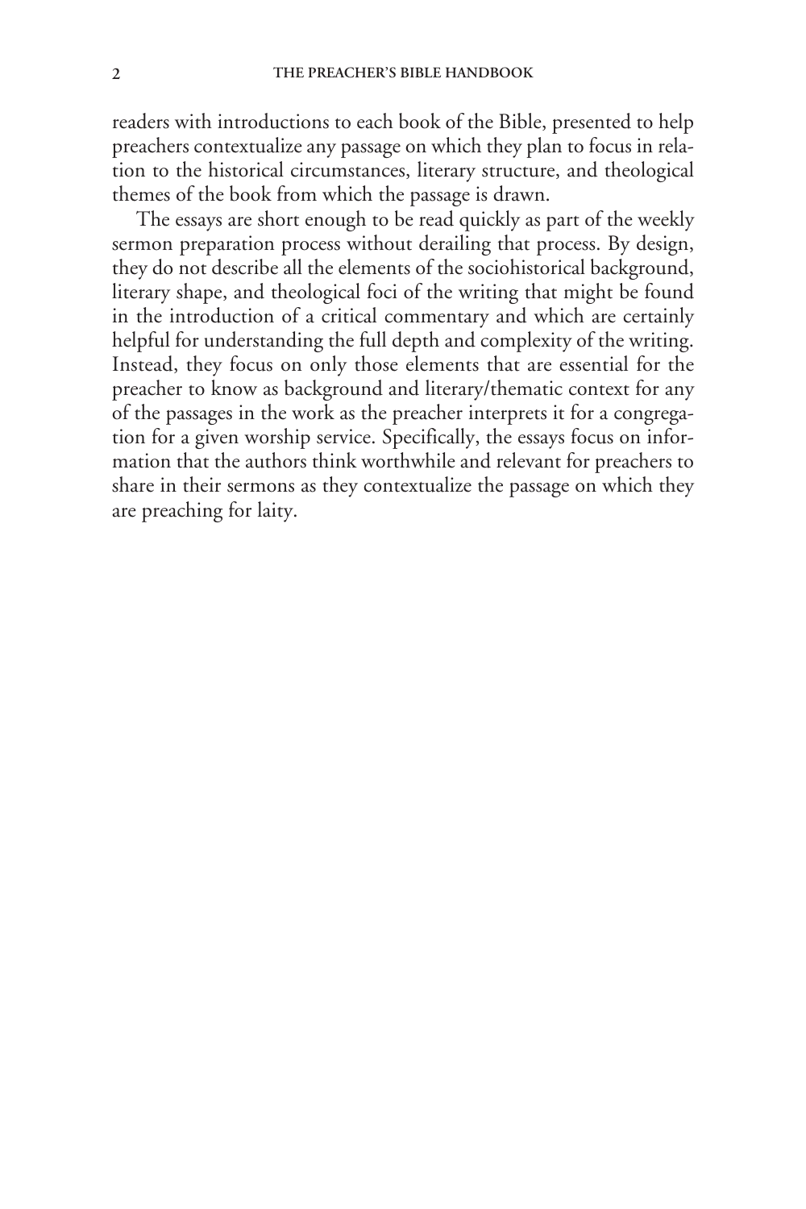readers with introductions to each book of the Bible, presented to help preachers contextualize any passage on which they plan to focus in relation to the historical circumstances, literary structure, and theological themes of the book from which the passage is drawn.

The essays are short enough to be read quickly as part of the weekly sermon preparation process without derailing that process. By design, they do not describe all the elements of the sociohistorical background, literary shape, and theological foci of the writing that might be found in the introduction of a critical commentary and which are certainly helpful for understanding the full depth and complexity of the writing. Instead, they focus on only those elements that are essential for the preacher to know as background and literary/thematic context for any of the passages in the work as the preacher interprets it for a congregation for a given worship service. Specifically, the essays focus on information that the authors think worthwhile and relevant for preachers to share in their sermons as they contextualize the passage on which they are preaching for laity.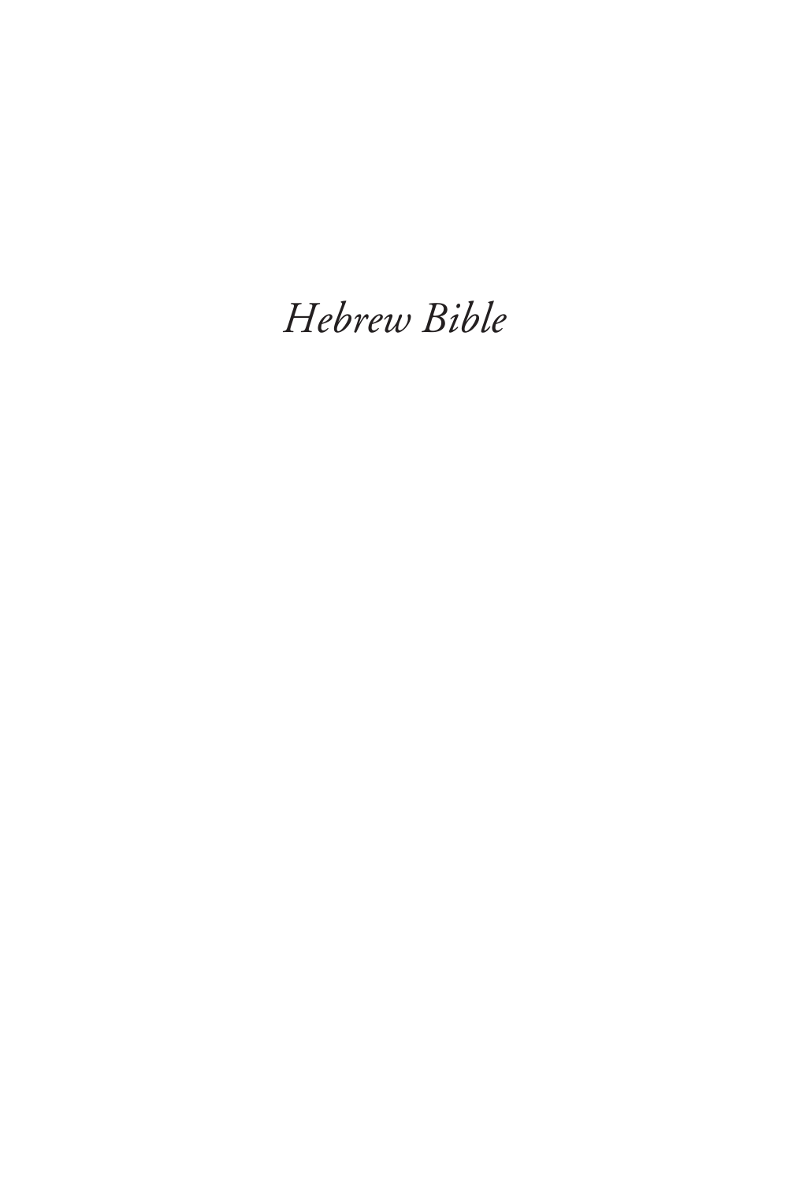*Hebrew Bible*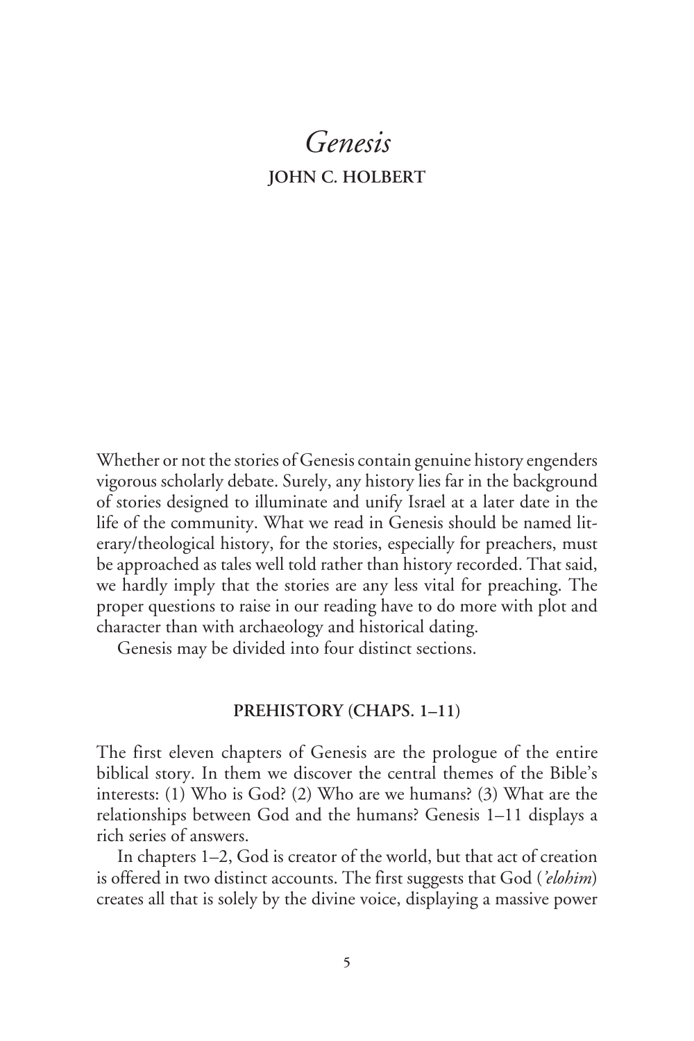# *Genesis*

## JOHN C. HOLBERT

Whether or not the stories of Genesis contain genuine history engenders vigorous scholarly debate. Surely, any history lies far in the background of stories designed to illuminate and unify Israel at a later date in the life of the community. What we read in Genesis should be named literary/theological history, for the stories, especially for preachers, must be approached as tales well told rather than history recorded. That said, we hardly imply that the stories are any less vital for preaching. The proper questions to raise in our reading have to do more with plot and character than with archaeology and historical dating.

Genesis may be divided into four distinct sections.

### PREHISTORY (CHAPS. 1–11)

The first eleven chapters of Genesis are the prologue of the entire biblical story. In them we discover the central themes of the Bible's interests: (1) Who is God? (2) Who are we humans? (3) What are the relationships between God and the humans? Genesis 1–11 displays a rich series of answers.

In chapters 1–2, God is creator of the world, but that act of creation is offered in two distinct accounts. The first suggests that God (*'elohim*) creates all that is solely by the divine voice, displaying a massive power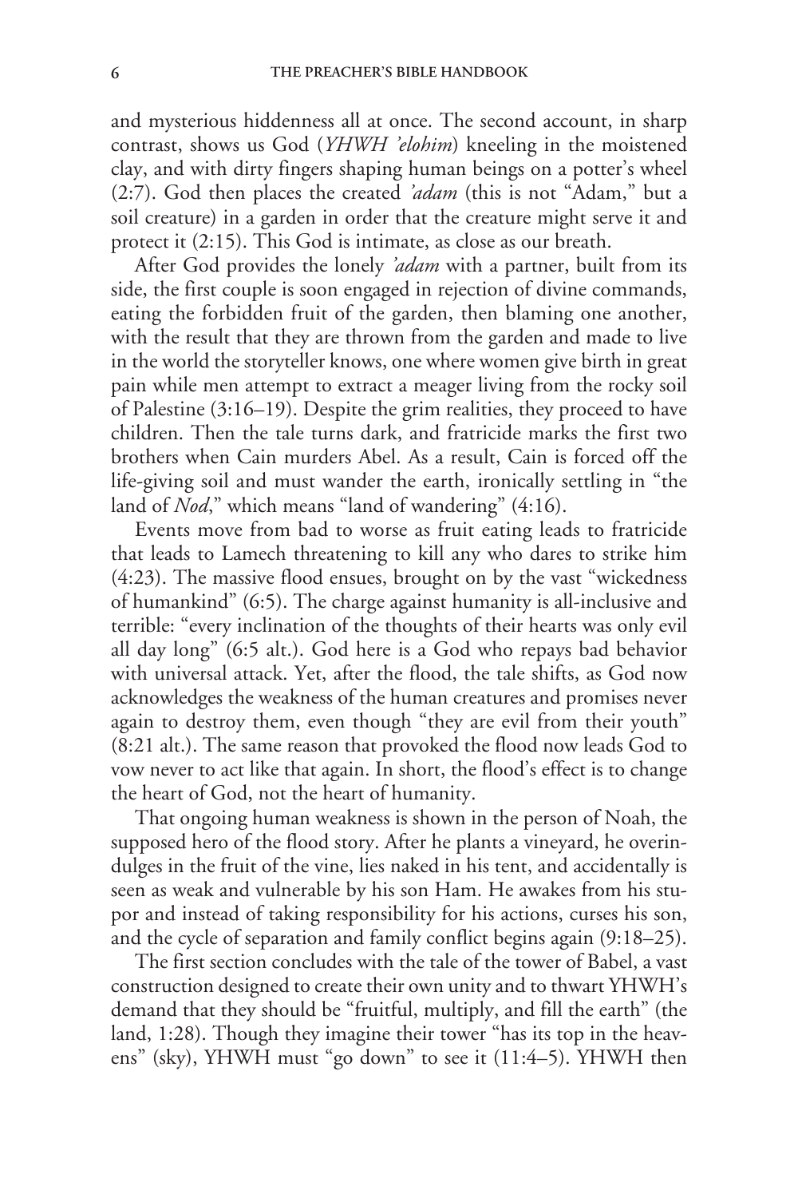and mysterious hiddenness all at once. The second account, in sharp contrast, shows us God (*YHWH 'elohim*) kneeling in the moistened clay, and with dirty fingers shaping human beings on a potter's wheel (2:7). God then places the created *'adam* (this is not "Adam," but a soil creature) in a garden in order that the creature might serve it and protect it (2:15). This God is intimate, as close as our breath.

After God provides the lonely *'adam* with a partner, built from its side, the first couple is soon engaged in rejection of divine commands, eating the forbidden fruit of the garden, then blaming one another, with the result that they are thrown from the garden and made to live in the world the storyteller knows, one where women give birth in great pain while men attempt to extract a meager living from the rocky soil of Palestine (3:16–19). Despite the grim realities, they proceed to have children. Then the tale turns dark, and fratricide marks the first two brothers when Cain murders Abel. As a result, Cain is forced off the life-giving soil and must wander the earth, ironically settling in "the land of *Nod*," which means "land of wandering" (4:16).

Events move from bad to worse as fruit eating leads to fratricide that leads to Lamech threatening to kill any who dares to strike him (4:23). The massive flood ensues, brought on by the vast "wickedness of humankind" (6:5). The charge against humanity is all-inclusive and terrible: "every inclination of the thoughts of their hearts was only evil all day long" (6:5 alt.). God here is a God who repays bad behavior with universal attack. Yet, after the flood, the tale shifts, as God now acknowledges the weakness of the human creatures and promises never again to destroy them, even though "they are evil from their youth" (8:21 alt.). The same reason that provoked the flood now leads God to vow never to act like that again. In short, the flood's effect is to change the heart of God, not the heart of humanity.

That ongoing human weakness is shown in the person of Noah, the supposed hero of the flood story. After he plants a vineyard, he overindulges in the fruit of the vine, lies naked in his tent, and accidentally is seen as weak and vulnerable by his son Ham. He awakes from his stupor and instead of taking responsibility for his actions, curses his son, and the cycle of separation and family conflict begins again (9:18–25).

The first section concludes with the tale of the tower of Babel, a vast construction designed to create their own unity and to thwart YHWH's demand that they should be "fruitful, multiply, and fill the earth" (the land, 1:28). Though they imagine their tower "has its top in the heavens" (sky), YHWH must "go down" to see it (11:4–5). YHWH then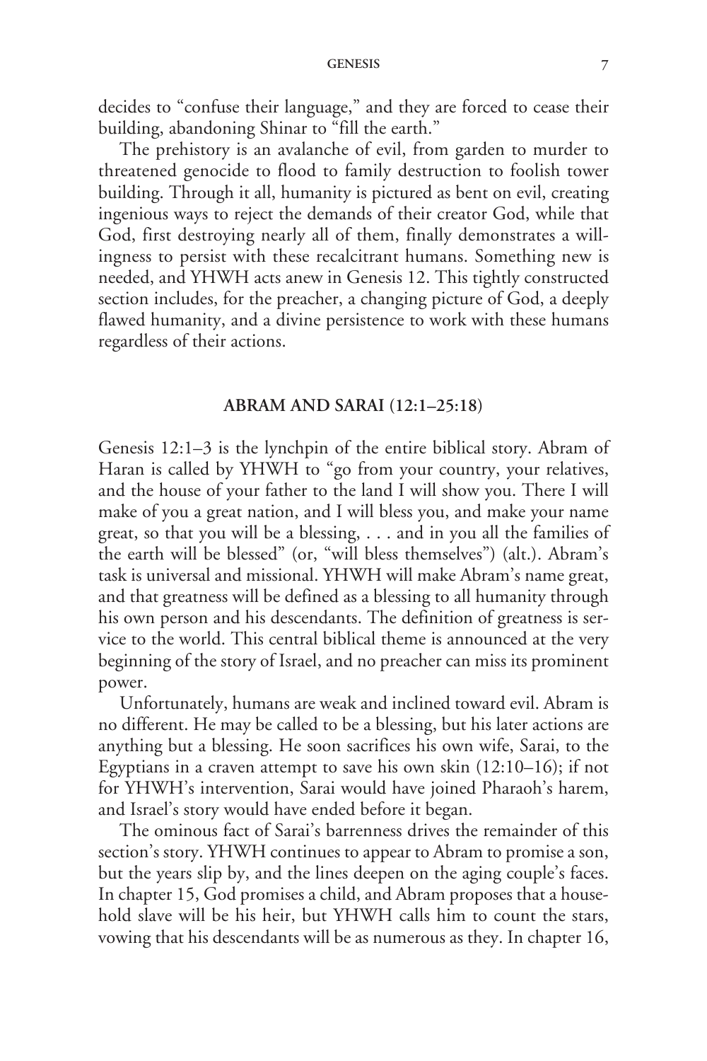decides to "confuse their language," and they are forced to cease their building, abandoning Shinar to "fill the earth."

The prehistory is an avalanche of evil, from garden to murder to threatened genocide to flood to family destruction to foolish tower building. Through it all, humanity is pictured as bent on evil, creating ingenious ways to reject the demands of their creator God, while that God, first destroying nearly all of them, finally demonstrates a willingness to persist with these recalcitrant humans. Something new is needed, and YHWH acts anew in Genesis 12. This tightly constructed section includes, for the preacher, a changing picture of God, a deeply flawed humanity, and a divine persistence to work with these humans regardless of their actions.

## ABRAM AND SARAI (12:1–25:18)

Genesis 12:1–3 is the lynchpin of the entire biblical story. Abram of Haran is called by YHWH to "go from your country, your relatives, and the house of your father to the land I will show you. There I will make of you a great nation, and I will bless you, and make your name great, so that you will be a blessing, . . . and in you all the families of the earth will be blessed" (or, "will bless themselves") (alt.). Abram's task is universal and missional. YHWH will make Abram's name great, and that greatness will be defined as a blessing to all humanity through his own person and his descendants. The definition of greatness is service to the world. This central biblical theme is announced at the very beginning of the story of Israel, and no preacher can miss its prominent power.

Unfortunately, humans are weak and inclined toward evil. Abram is no different. He may be called to be a blessing, but his later actions are anything but a blessing. He soon sacrifices his own wife, Sarai, to the Egyptians in a craven attempt to save his own skin (12:10–16); if not for YHWH's intervention, Sarai would have joined Pharaoh's harem, and Israel's story would have ended before it began.

The ominous fact of Sarai's barrenness drives the remainder of this section's story. YHWH continues to appear to Abram to promise a son, but the years slip by, and the lines deepen on the aging couple's faces. In chapter 15, God promises a child, and Abram proposes that a household slave will be his heir, but YHWH calls him to count the stars, vowing that his descendants will be as numerous as they. In chapter 16,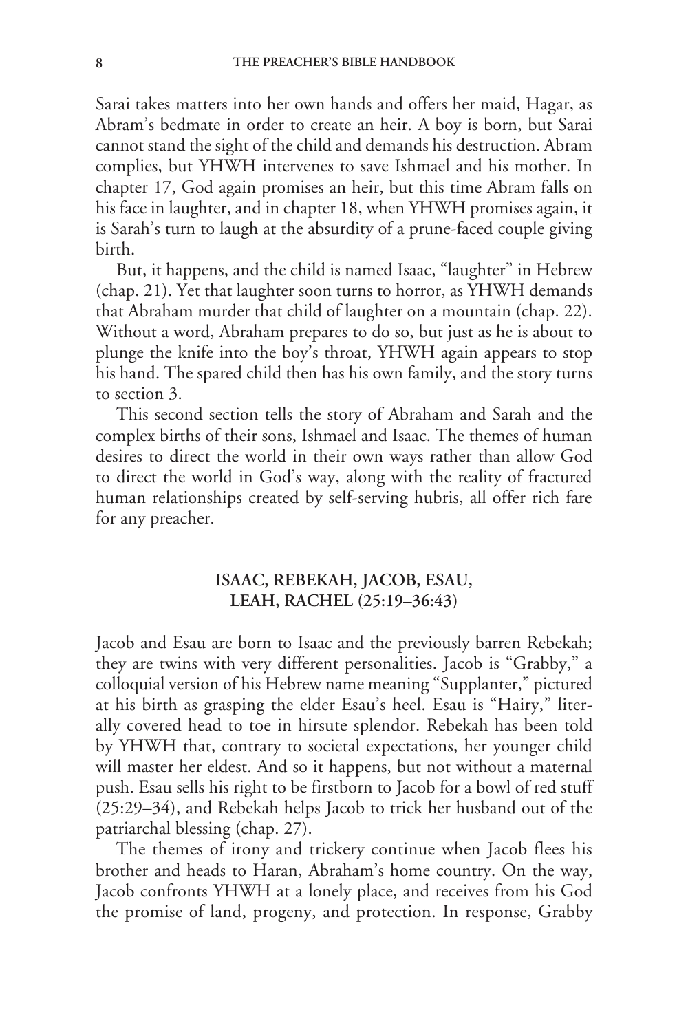Sarai takes matters into her own hands and offers her maid, Hagar, as Abram's bedmate in order to create an heir. A boy is born, but Sarai cannot stand the sight of the child and demands his destruction. Abram complies, but YHWH intervenes to save Ishmael and his mother. In chapter 17, God again promises an heir, but this time Abram falls on his face in laughter, and in chapter 18, when YHWH promises again, it is Sarah's turn to laugh at the absurdity of a prune-faced couple giving birth.

But, it happens, and the child is named Isaac, "laughter" in Hebrew (chap. 21). Yet that laughter soon turns to horror, as YHWH demands that Abraham murder that child of laughter on a mountain (chap. 22). Without a word, Abraham prepares to do so, but just as he is about to plunge the knife into the boy's throat, YHWH again appears to stop his hand. The spared child then has his own family, and the story turns to section 3.

This second section tells the story of Abraham and Sarah and the complex births of their sons, Ishmael and Isaac. The themes of human desires to direct the world in their own ways rather than allow God to direct the world in God's way, along with the reality of fractured human relationships created by self-serving hubris, all offer rich fare for any preacher.

## ISAAC, REBEKAH, JACOB, ESAU, LEAH, RACHEL (25:19–36:43)

Jacob and Esau are born to Isaac and the previously barren Rebekah; they are twins with very different personalities. Jacob is "Grabby," a colloquial version of his Hebrew name meaning "Supplanter," pictured at his birth as grasping the elder Esau's heel. Esau is "Hairy," literally covered head to toe in hirsute splendor. Rebekah has been told by YHWH that, contrary to societal expectations, her younger child will master her eldest. And so it happens, but not without a maternal push. Esau sells his right to be firstborn to Jacob for a bowl of red stuff (25:29–34), and Rebekah helps Jacob to trick her husband out of the patriarchal blessing (chap. 27).

The themes of irony and trickery continue when Jacob flees his brother and heads to Haran, Abraham's home country. On the way, Jacob confronts YHWH at a lonely place, and receives from his God the promise of land, progeny, and protection. In response, Grabby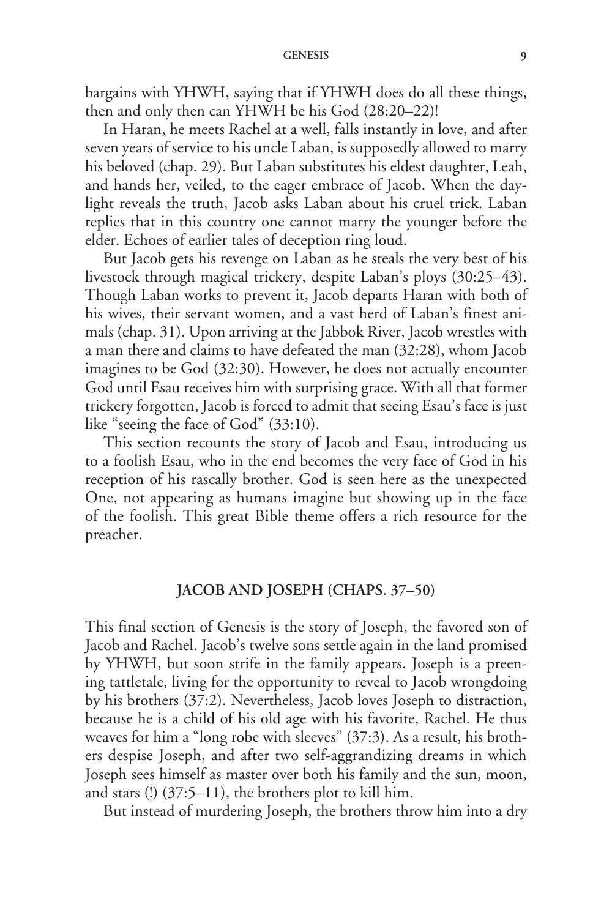bargains with YHWH, saying that if YHWH does do all these things, then and only then can YHWH be his God (28:20–22)!

In Haran, he meets Rachel at a well, falls instantly in love, and after seven years of service to his uncle Laban, is supposedly allowed to marry his beloved (chap. 29). But Laban substitutes his eldest daughter, Leah, and hands her, veiled, to the eager embrace of Jacob. When the daylight reveals the truth, Jacob asks Laban about his cruel trick. Laban replies that in this country one cannot marry the younger before the elder. Echoes of earlier tales of deception ring loud.

But Jacob gets his revenge on Laban as he steals the very best of his livestock through magical trickery, despite Laban's ploys (30:25–43). Though Laban works to prevent it, Jacob departs Haran with both of his wives, their servant women, and a vast herd of Laban's finest animals (chap. 31). Upon arriving at the Jabbok River, Jacob wrestles with a man there and claims to have defeated the man (32:28), whom Jacob imagines to be God (32:30). However, he does not actually encounter God until Esau receives him with surprising grace. With all that former trickery forgotten, Jacob is forced to admit that seeing Esau's face is just like "seeing the face of God" (33:10).

This section recounts the story of Jacob and Esau, introducing us to a foolish Esau, who in the end becomes the very face of God in his reception of his rascally brother. God is seen here as the unexpected One, not appearing as humans imagine but showing up in the face of the foolish. This great Bible theme offers a rich resource for the preacher.

## JACOB AND JOSEPH (CHAPS. 37–50)

This final section of Genesis is the story of Joseph, the favored son of Jacob and Rachel. Jacob's twelve sons settle again in the land promised by YHWH, but soon strife in the family appears. Joseph is a preening tattletale, living for the opportunity to reveal to Jacob wrongdoing by his brothers (37:2). Nevertheless, Jacob loves Joseph to distraction, because he is a child of his old age with his favorite, Rachel. He thus weaves for him a "long robe with sleeves" (37:3). As a result, his brothers despise Joseph, and after two self-aggrandizing dreams in which Joseph sees himself as master over both his family and the sun, moon, and stars (!) (37:5–11), the brothers plot to kill him.

But instead of murdering Joseph, the brothers throw him into a dry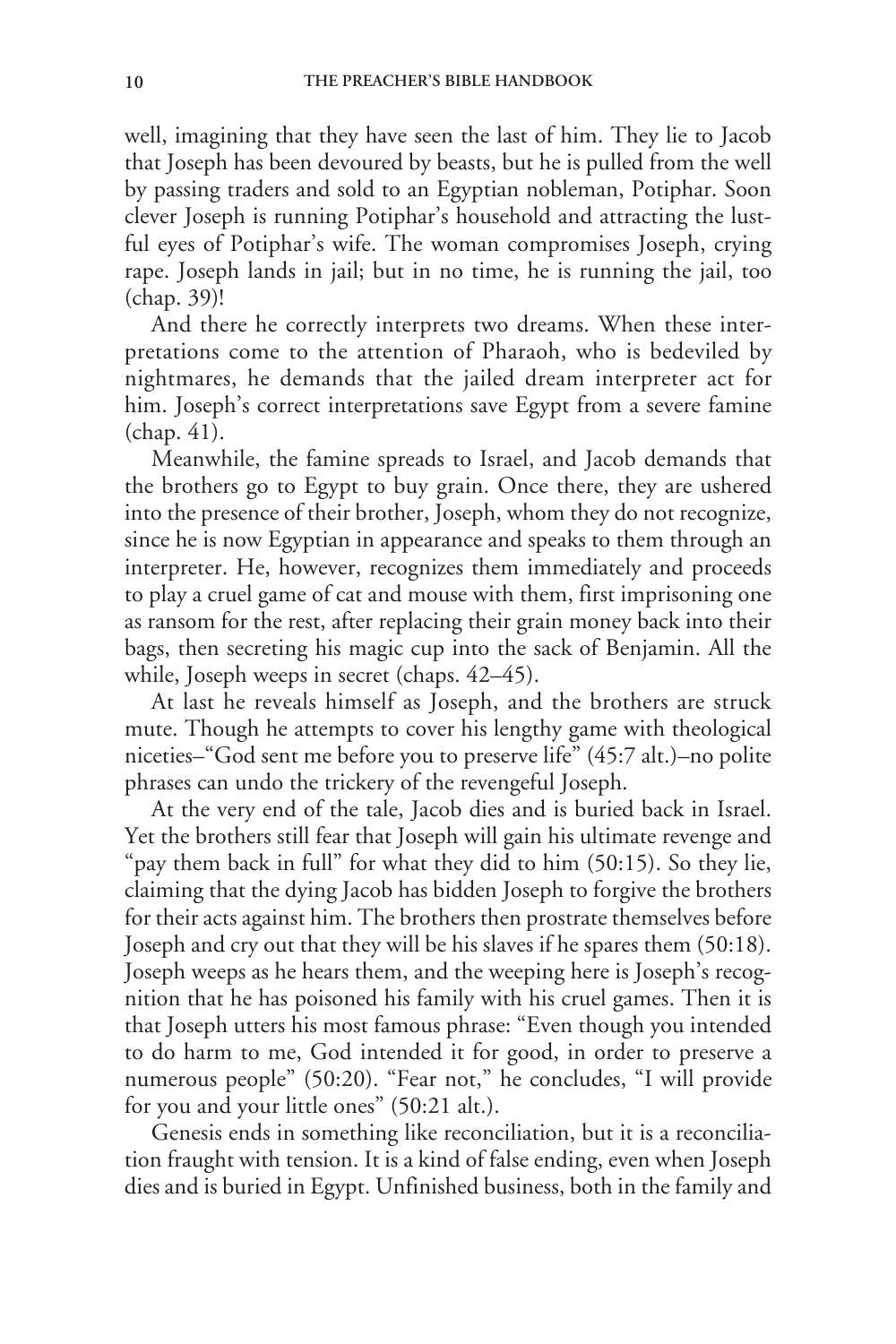well, imagining that they have seen the last of him. They lie to Jacob that Joseph has been devoured by beasts, but he is pulled from the well by passing traders and sold to an Egyptian nobleman, Potiphar. Soon clever Joseph is running Potiphar's household and attracting the lustful eyes of Potiphar's wife. The woman compromises Joseph, crying rape. Joseph lands in jail; but in no time, he is running the jail, too (chap. 39)!

And there he correctly interprets two dreams. When these interpretations come to the attention of Pharaoh, who is bedeviled by nightmares, he demands that the jailed dream interpreter act for him. Joseph's correct interpretations save Egypt from a severe famine (chap. 41).

Meanwhile, the famine spreads to Israel, and Jacob demands that the brothers go to Egypt to buy grain. Once there, they are ushered into the presence of their brother, Joseph, whom they do not recognize, since he is now Egyptian in appearance and speaks to them through an interpreter. He, however, recognizes them immediately and proceeds to play a cruel game of cat and mouse with them, first imprisoning one as ransom for the rest, after replacing their grain money back into their bags, then secreting his magic cup into the sack of Benjamin. All the while, Joseph weeps in secret (chaps. 42–45).

At last he reveals himself as Joseph, and the brothers are struck mute. Though he attempts to cover his lengthy game with theological niceties–"God sent me before you to preserve life" (45:7 alt.)–no polite phrases can undo the trickery of the revengeful Joseph.

At the very end of the tale, Jacob dies and is buried back in Israel. Yet the brothers still fear that Joseph will gain his ultimate revenge and "pay them back in full" for what they did to him (50:15). So they lie, claiming that the dying Jacob has bidden Joseph to forgive the brothers for their acts against him. The brothers then prostrate themselves before Joseph and cry out that they will be his slaves if he spares them (50:18). Joseph weeps as he hears them, and the weeping here is Joseph's recognition that he has poisoned his family with his cruel games. Then it is that Joseph utters his most famous phrase: "Even though you intended to do harm to me, God intended it for good, in order to preserve a numerous people" (50:20). "Fear not," he concludes, "I will provide for you and your little ones" (50:21 alt.).

Genesis ends in something like reconciliation, but it is a reconciliation fraught with tension. It is a kind of false ending, even when Joseph dies and is buried in Egypt. Unfinished business, both in the family and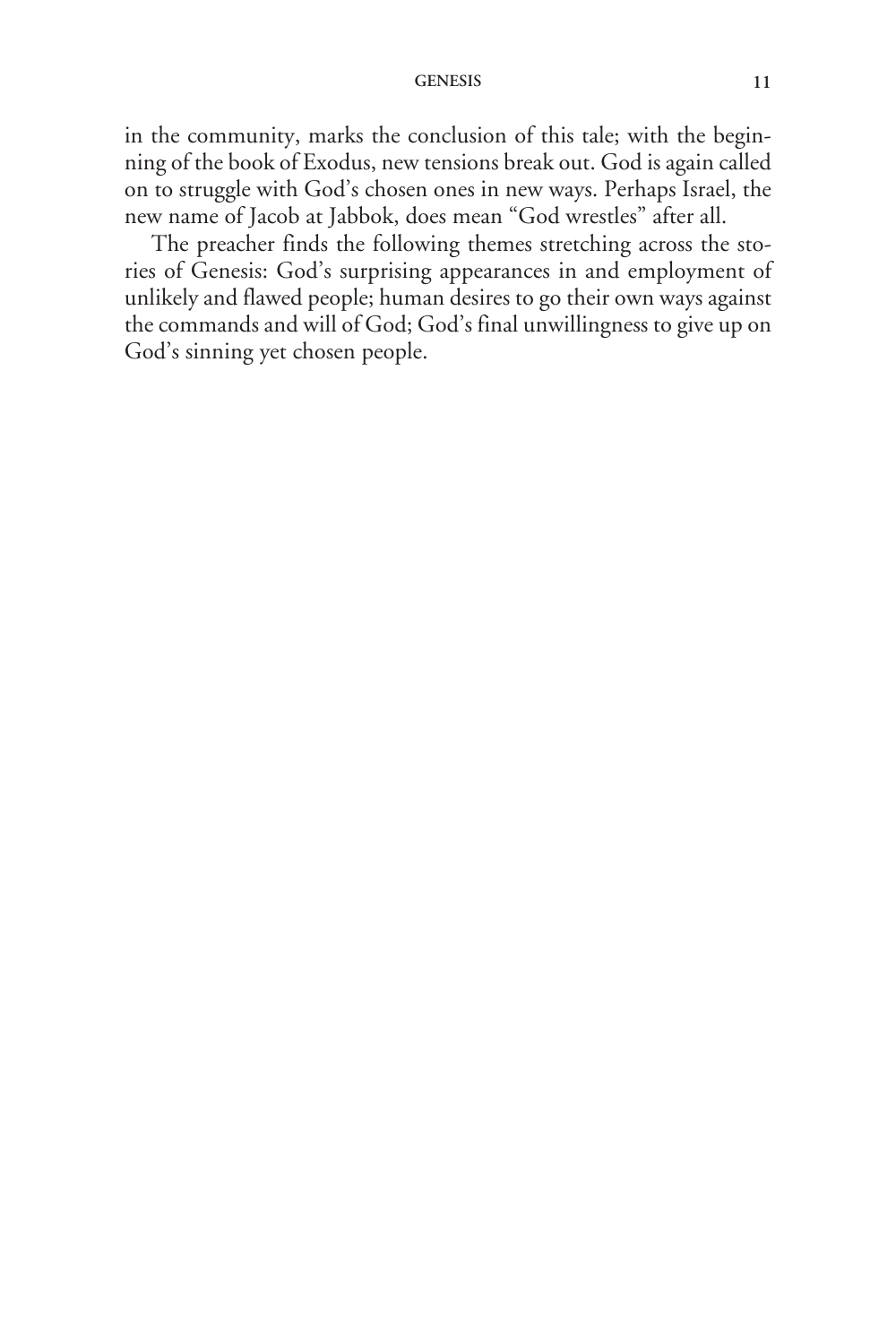in the community, marks the conclusion of this tale; with the beginning of the book of Exodus, new tensions break out. God is again called on to struggle with God's chosen ones in new ways. Perhaps Israel, the new name of Jacob at Jabbok, does mean "God wrestles" after all.

The preacher finds the following themes stretching across the stories of Genesis: God's surprising appearances in and employment of unlikely and flawed people; human desires to go their own ways against the commands and will of God; God's final unwillingness to give up on God's sinning yet chosen people.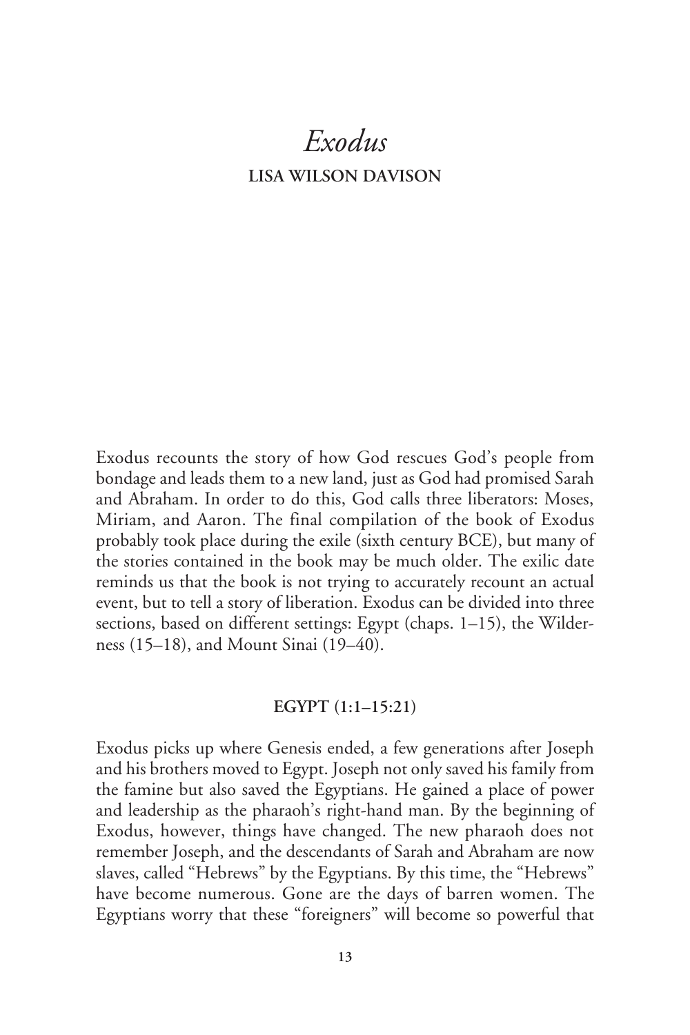# *Exodus*

## LISA WILSON DAVISON

Exodus recounts the story of how God rescues God's people from bondage and leads them to a new land, just as God had promised Sarah and Abraham. In order to do this, God calls three liberators: Moses, Miriam, and Aaron. The final compilation of the book of Exodus probably took place during the exile (sixth century BCE), but many of the stories contained in the book may be much older. The exilic date reminds us that the book is not trying to accurately recount an actual event, but to tell a story of liberation. Exodus can be divided into three sections, based on different settings: Egypt (chaps. 1–15), the Wilderness (15–18), and Mount Sinai (19–40).

### EGYPT (1:1–15:21)

Exodus picks up where Genesis ended, a few generations after Joseph and his brothers moved to Egypt. Joseph not only saved his family from the famine but also saved the Egyptians. He gained a place of power and leadership as the pharaoh's right-hand man. By the beginning of Exodus, however, things have changed. The new pharaoh does not remember Joseph, and the descendants of Sarah and Abraham are now slaves, called "Hebrews" by the Egyptians. By this time, the "Hebrews" have become numerous. Gone are the days of barren women. The Egyptians worry that these "foreigners" will become so powerful that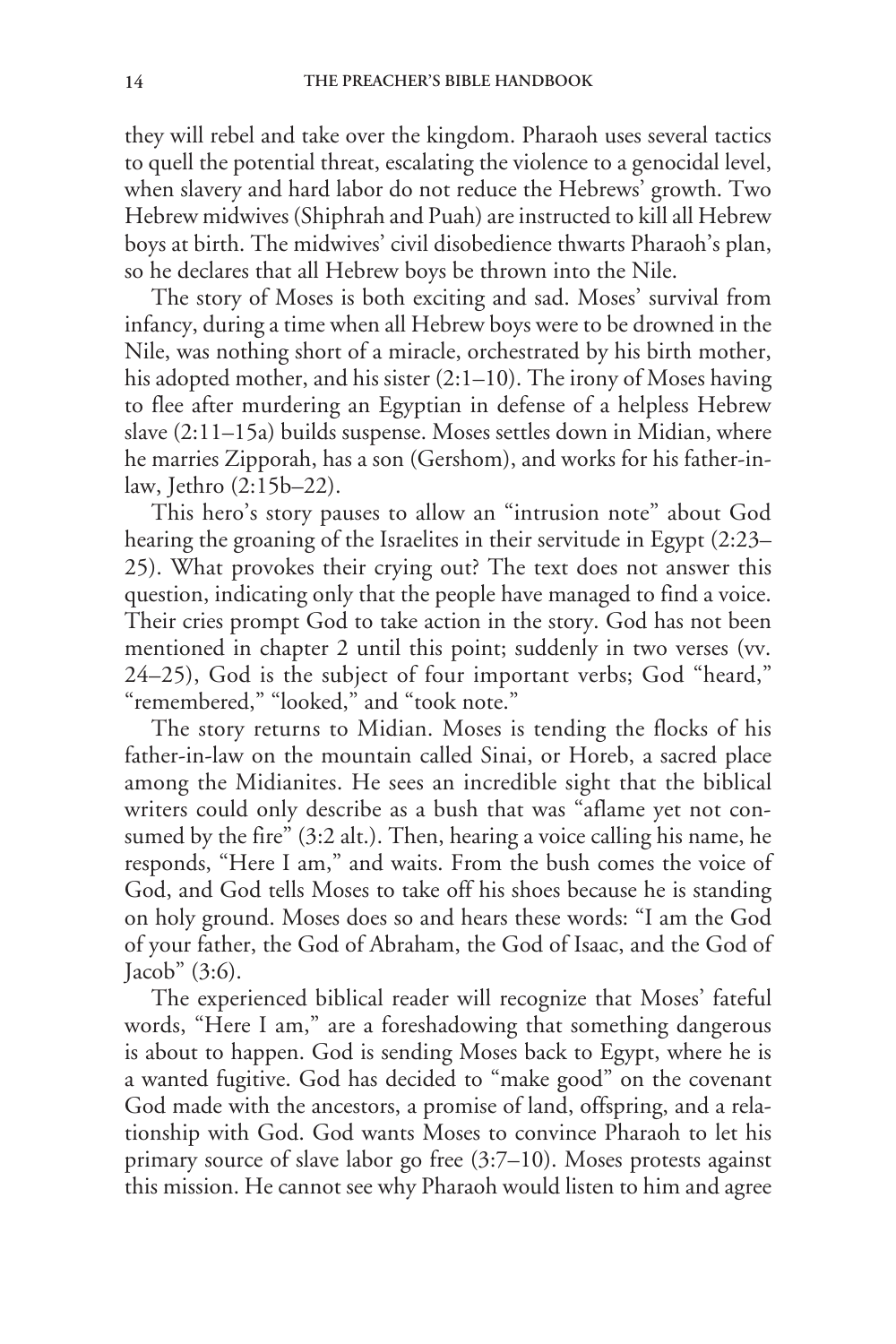they will rebel and take over the kingdom. Pharaoh uses several tactics to quell the potential threat, escalating the violence to a genocidal level, when slavery and hard labor do not reduce the Hebrews' growth. Two Hebrew midwives (Shiphrah and Puah) are instructed to kill all Hebrew boys at birth. The midwives' civil disobedience thwarts Pharaoh's plan, so he declares that all Hebrew boys be thrown into the Nile.

The story of Moses is both exciting and sad. Moses' survival from infancy, during a time when all Hebrew boys were to be drowned in the Nile, was nothing short of a miracle, orchestrated by his birth mother, his adopted mother, and his sister (2:1–10). The irony of Moses having to flee after murdering an Egyptian in defense of a helpless Hebrew slave (2:11–15a) builds suspense. Moses settles down in Midian, where he marries Zipporah, has a son (Gershom), and works for his father-in-law, Jethro (2:15b–22).

This hero's story pauses to allow an "intrusion note" about God hearing the groaning of the Israelites in their servitude in Egypt (2:23–25). What provokes their crying out? The text does not answer this question, indicating only that the people have managed to find a voice. Their cries prompt God to take action in the story. God has not been mentioned in chapter 2 until this point; suddenly in two verses (vv. 24–25), God is the subject of four important verbs; God "heard," "remembered," "looked," and "took note."

The story returns to Midian. Moses is tending the flocks of his father-in-law on the mountain called Sinai, or Horeb, a sacred place among the Midianites. He sees an incredible sight that the biblical writers could only describe as a bush that was "aflame yet not consumed by the fire" (3:2 alt.). Then, hearing a voice calling his name, he responds, "Here I am," and waits. From the bush comes the voice of God, and God tells Moses to take off his shoes because he is standing on holy ground. Moses does so and hears these words: "I am the God of your father, the God of Abraham, the God of Isaac, and the God of Jacob" (3:6).

The experienced biblical reader will recognize that Moses' fateful words, "Here I am," are a foreshadowing that something dangerous is about to happen. God is sending Moses back to Egypt, where he is a wanted fugitive. God has decided to "make good" on the covenant God made with the ancestors, a promise of land, offspring, and a relationship with God. God wants Moses to convince Pharaoh to let his primary source of slave labor go free (3:7–10). Moses protests against this mission. He cannot see why Pharaoh would listen to him and agree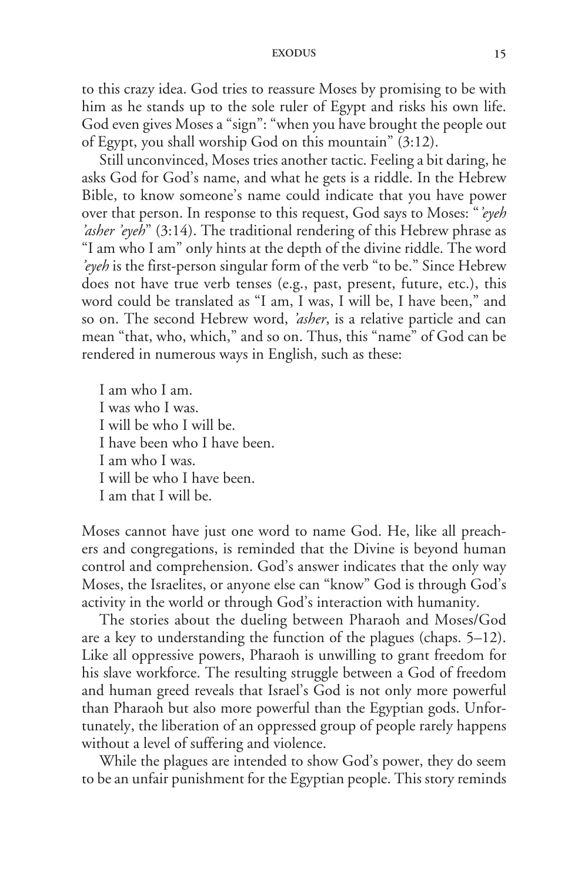to this crazy idea. God tries to reassure Moses by promising to be with him as he stands up to the sole ruler of Egypt and risks his own life. God even gives Moses a "sign": "when you have brought the people out of Egypt, you shall worship God on this mountain" (3:12).

Still unconvinced, Moses tries another tactic. Feeling a bit daring, he asks God for God's name, and what he gets is a riddle. In the Hebrew Bible, to know someone's name could indicate that you have power over that person. In response to this request, God says to Moses: "*'eyeh 'asher 'eyeh*" (3:14). The traditional rendering of this Hebrew phrase as "I am who I am" only hints at the depth of the divine riddle. The word *'eyeh* is the first-person singular form of the verb "to be." Since Hebrew does not have true verb tenses (e.g., past, present, future, etc.), this word could be translated as "I am, I was, I will be, I have been," and so on. The second Hebrew word, *'asher*, is a relative particle and can mean "that, who, which," and so on. Thus, this "name" of God can be rendered in numerous ways in English, such as these:

I am who I am.
I was who I was.
I will be who I will be.
I have been who I have been.
I am who I was.
I will be who I have been.
I am that I will be.

Moses cannot have just one word to name God. He, like all preachers and congregations, is reminded that the Divine is beyond human control and comprehension. God's answer indicates that the only way Moses, the Israelites, or anyone else can "know" God is through God's activity in the world or through God's interaction with humanity.

The stories about the dueling between Pharaoh and Moses/God are a key to understanding the function of the plagues (chaps. 5–12). Like all oppressive powers, Pharaoh is unwilling to grant freedom for his slave workforce. The resulting struggle between a God of freedom and human greed reveals that Israel's God is not only more powerful than Pharaoh but also more powerful than the Egyptian gods. Unfortunately, the liberation of an oppressed group of people rarely happens without a level of suffering and violence.

While the plagues are intended to show God's power, they do seem to be an unfair punishment for the Egyptian people. This story reminds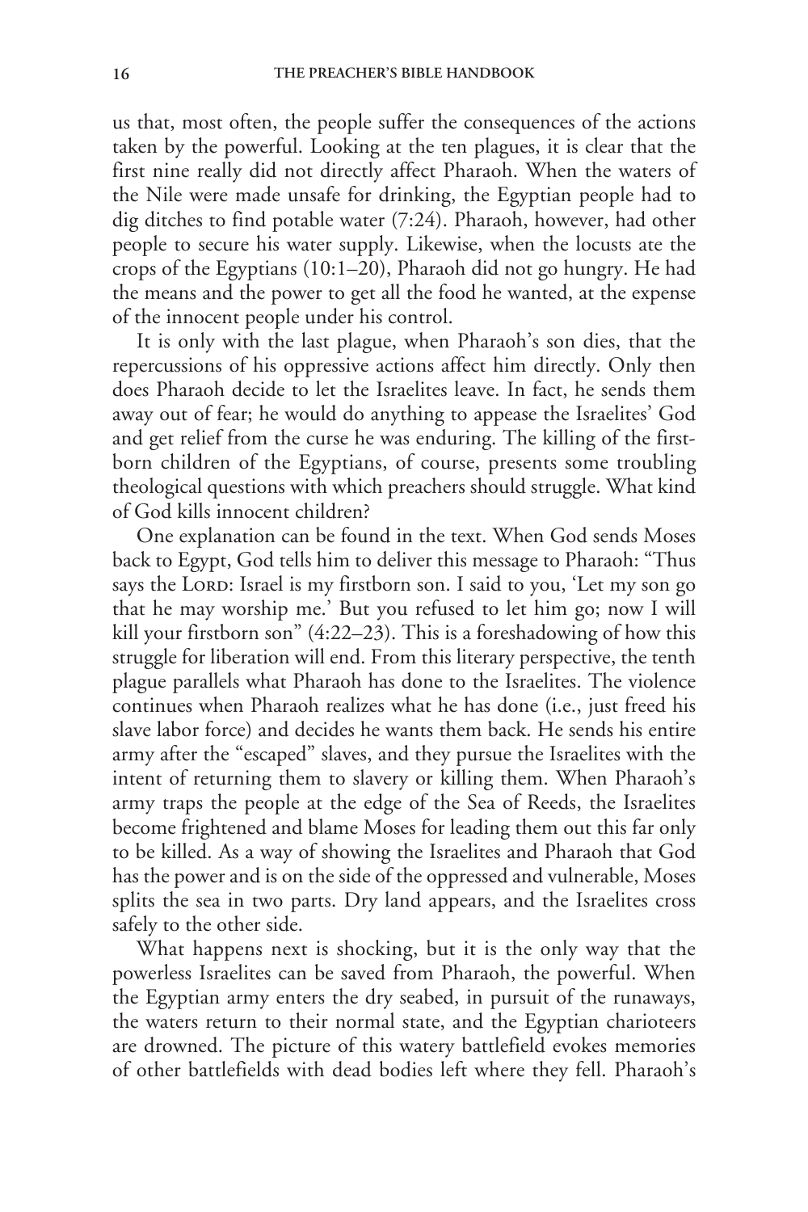us that, most often, the people suffer the consequences of the actions taken by the powerful. Looking at the ten plagues, it is clear that the first nine really did not directly affect Pharaoh. When the waters of the Nile were made unsafe for drinking, the Egyptian people had to dig ditches to find potable water (7:24). Pharaoh, however, had other people to secure his water supply. Likewise, when the locusts ate the crops of the Egyptians (10:1–20), Pharaoh did not go hungry. He had the means and the power to get all the food he wanted, at the expense of the innocent people under his control.

It is only with the last plague, when Pharaoh's son dies, that the repercussions of his oppressive actions affect him directly. Only then does Pharaoh decide to let the Israelites leave. In fact, he sends them away out of fear; he would do anything to appease the Israelites' God and get relief from the curse he was enduring. The killing of the firstborn children of the Egyptians, of course, presents some troubling theological questions with which preachers should struggle. What kind of God kills innocent children?

One explanation can be found in the text. When God sends Moses back to Egypt, God tells him to deliver this message to Pharaoh: "Thus says the Lord: Israel is my firstborn son. I said to you, 'Let my son go that he may worship me.' But you refused to let him go; now I will kill your firstborn son" (4:22–23). This is a foreshadowing of how this struggle for liberation will end. From this literary perspective, the tenth plague parallels what Pharaoh has done to the Israelites. The violence continues when Pharaoh realizes what he has done (i.e., just freed his slave labor force) and decides he wants them back. He sends his entire army after the "escaped" slaves, and they pursue the Israelites with the intent of returning them to slavery or killing them. When Pharaoh's army traps the people at the edge of the Sea of Reeds, the Israelites become frightened and blame Moses for leading them out this far only to be killed. As a way of showing the Israelites and Pharaoh that God has the power and is on the side of the oppressed and vulnerable, Moses splits the sea in two parts. Dry land appears, and the Israelites cross safely to the other side.

What happens next is shocking, but it is the only way that the powerless Israelites can be saved from Pharaoh, the powerful. When the Egyptian army enters the dry seabed, in pursuit of the runaways, the waters return to their normal state, and the Egyptian charioteers are drowned. The picture of this watery battlefield evokes memories of other battlefields with dead bodies left where they fell. Pharaoh's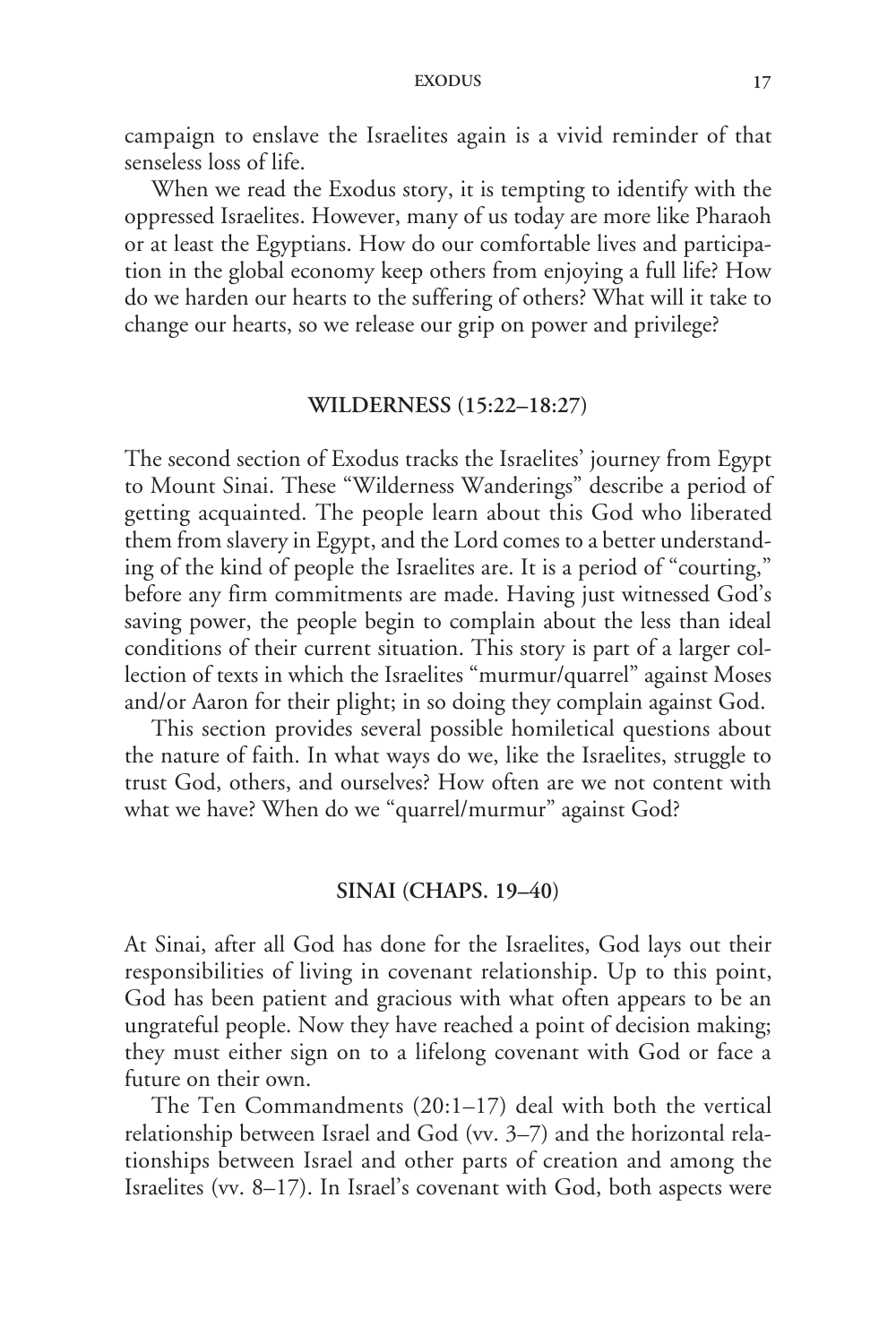campaign to enslave the Israelites again is a vivid reminder of that senseless loss of life.

When we read the Exodus story, it is tempting to identify with the oppressed Israelites. However, many of us today are more like Pharaoh or at least the Egyptians. How do our comfortable lives and participation in the global economy keep others from enjoying a full life? How do we harden our hearts to the suffering of others? What will it take to change our hearts, so we release our grip on power and privilege?

## WILDERNESS (15:22–18:27)

The second section of Exodus tracks the Israelites' journey from Egypt to Mount Sinai. These "Wilderness Wanderings" describe a period of getting acquainted. The people learn about this God who liberated them from slavery in Egypt, and the Lord comes to a better understanding of the kind of people the Israelites are. It is a period of "courting," before any firm commitments are made. Having just witnessed God's saving power, the people begin to complain about the less than ideal conditions of their current situation. This story is part of a larger collection of texts in which the Israelites "murmur/quarrel" against Moses and/or Aaron for their plight; in so doing they complain against God.

This section provides several possible homiletical questions about the nature of faith. In what ways do we, like the Israelites, struggle to trust God, others, and ourselves? How often are we not content with what we have? When do we "quarrel/murmur" against God?

## SINAI (CHAPS. 19–40)

At Sinai, after all God has done for the Israelites, God lays out their responsibilities of living in covenant relationship. Up to this point, God has been patient and gracious with what often appears to be an ungrateful people. Now they have reached a point of decision making; they must either sign on to a lifelong covenant with God or face a future on their own.

The Ten Commandments (20:1–17) deal with both the vertical relationship between Israel and God (vv. 3–7) and the horizontal relationships between Israel and other parts of creation and among the Israelites (vv. 8–17). In Israel's covenant with God, both aspects were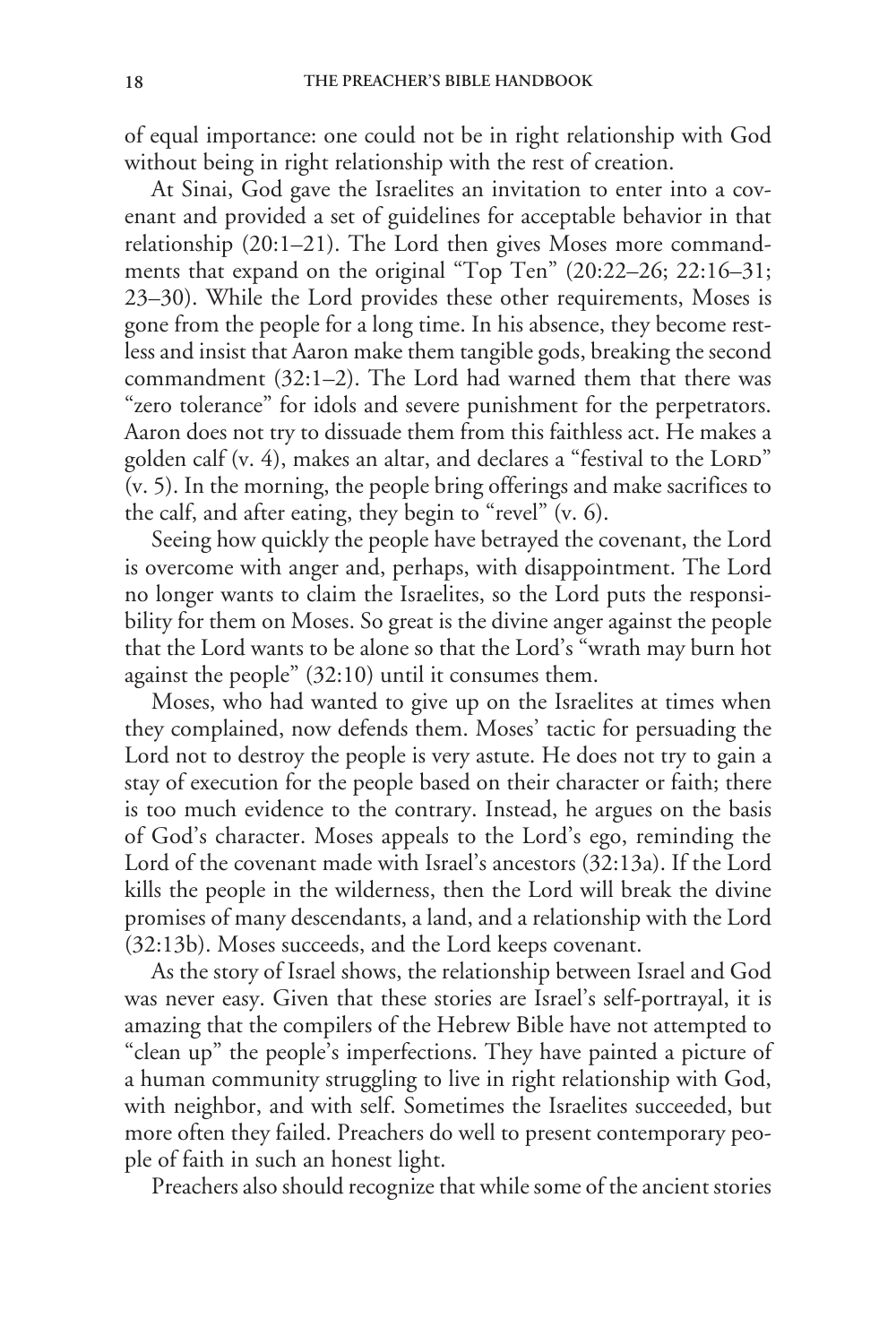of equal importance: one could not be in right relationship with God without being in right relationship with the rest of creation.

At Sinai, God gave the Israelites an invitation to enter into a covenant and provided a set of guidelines for acceptable behavior in that relationship (20:1–21). The Lord then gives Moses more commandments that expand on the original "Top Ten" (20:22–26; 22:16–31; 23–30). While the Lord provides these other requirements, Moses is gone from the people for a long time. In his absence, they become restless and insist that Aaron make them tangible gods, breaking the second commandment (32:1–2). The Lord had warned them that there was "zero tolerance" for idols and severe punishment for the perpetrators. Aaron does not try to dissuade them from this faithless act. He makes a golden calf (v. 4), makes an altar, and declares a "festival to the LORD" (v. 5). In the morning, the people bring offerings and make sacrifices to the calf, and after eating, they begin to "revel" (v. 6).

Seeing how quickly the people have betrayed the covenant, the Lord is overcome with anger and, perhaps, with disappointment. The Lord no longer wants to claim the Israelites, so the Lord puts the responsibility for them on Moses. So great is the divine anger against the people that the Lord wants to be alone so that the Lord's "wrath may burn hot against the people" (32:10) until it consumes them.

Moses, who had wanted to give up on the Israelites at times when they complained, now defends them. Moses' tactic for persuading the Lord not to destroy the people is very astute. He does not try to gain a stay of execution for the people based on their character or faith; there is too much evidence to the contrary. Instead, he argues on the basis of God's character. Moses appeals to the Lord's ego, reminding the Lord of the covenant made with Israel's ancestors (32:13a). If the Lord kills the people in the wilderness, then the Lord will break the divine promises of many descendants, a land, and a relationship with the Lord (32:13b). Moses succeeds, and the Lord keeps covenant.

As the story of Israel shows, the relationship between Israel and God was never easy. Given that these stories are Israel's self-portrayal, it is amazing that the compilers of the Hebrew Bible have not attempted to "clean up" the people's imperfections. They have painted a picture of a human community struggling to live in right relationship with God, with neighbor, and with self. Sometimes the Israelites succeeded, but more often they failed. Preachers do well to present contemporary people of faith in such an honest light.

Preachers also should recognize that while some of the ancient stories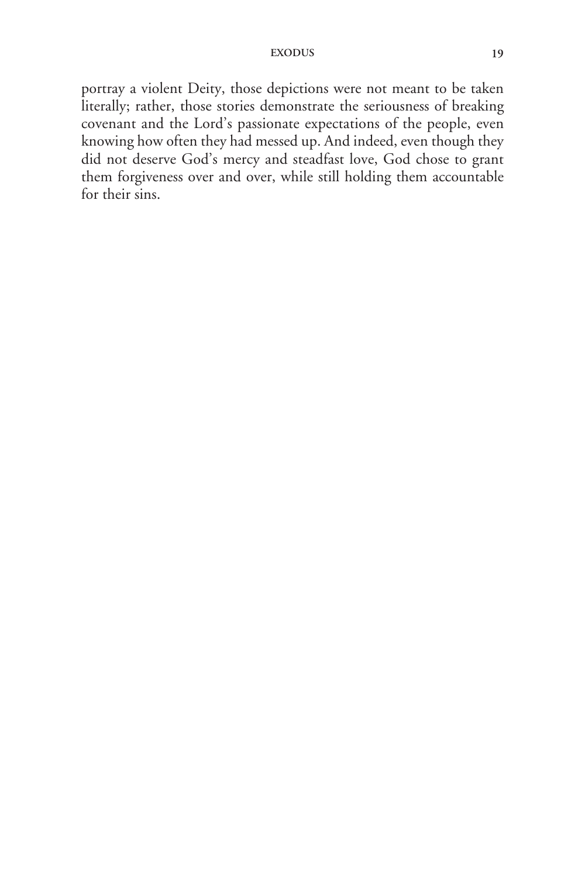portray a violent Deity, those depictions were not meant to be taken literally; rather, those stories demonstrate the seriousness of breaking covenant and the Lord's passionate expectations of the people, even knowing how often they had messed up. And indeed, even though they did not deserve God's mercy and steadfast love, God chose to grant them forgiveness over and over, while still holding them accountable for their sins.